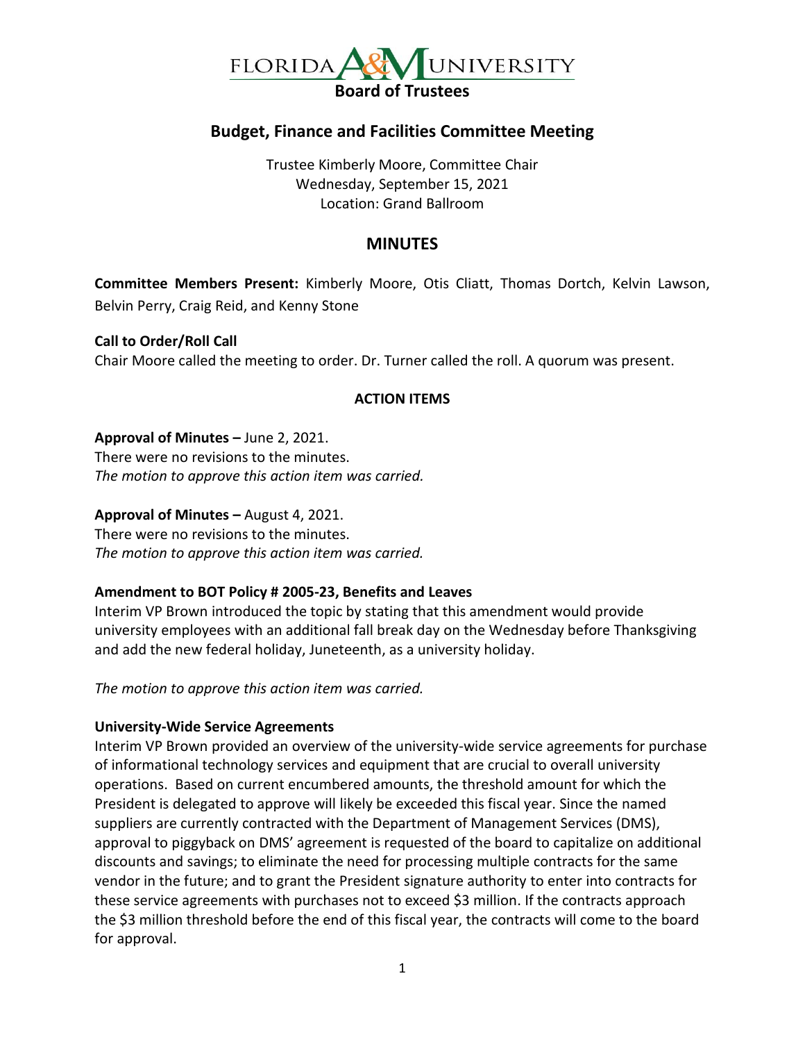# Florida A&M University Board of Trustees

## Budget, Finance and Facilities Committee Meeting

Trustee Kimberly Moore, Committee Chair
Wednesday, September 15, 2021
Location: Grand Ballroom

## MINUTES

**Committee Members Present:** Kimberly Moore, Otis Cliatt, Thomas Dortch, Kelvin Lawson, Belvin Perry, Craig Reid, and Kenny Stone

**Call to Order/Roll Call**
Chair Moore called the meeting to order. Dr. Turner called the roll. A quorum was present.

### ACTION ITEMS

**Approval of Minutes –** June 2, 2021.
There were no revisions to the minutes.
*The motion to approve this action item was carried.*

**Approval of Minutes –** August 4, 2021.
There were no revisions to the minutes.
*The motion to approve this action item was carried.*

**Amendment to BOT Policy # 2005-23, Benefits and Leaves**
Interim VP Brown introduced the topic by stating that this amendment would provide university employees with an additional fall break day on the Wednesday before Thanksgiving and add the new federal holiday, Juneteenth, as a university holiday.

*The motion to approve this action item was carried.*

**University-Wide Service Agreements**
Interim VP Brown provided an overview of the university-wide service agreements for purchase of informational technology services and equipment that are crucial to overall university operations. Based on current encumbered amounts, the threshold amount for which the President is delegated to approve will likely be exceeded this fiscal year. Since the named suppliers are currently contracted with the Department of Management Services (DMS), approval to piggyback on DMS' agreement is requested of the board to capitalize on additional discounts and savings; to eliminate the need for processing multiple contracts for the same vendor in the future; and to grant the President signature authority to enter into contracts for these service agreements with purchases not to exceed $3 million. If the contracts approach the $3 million threshold before the end of this fiscal year, the contracts will come to the board for approval.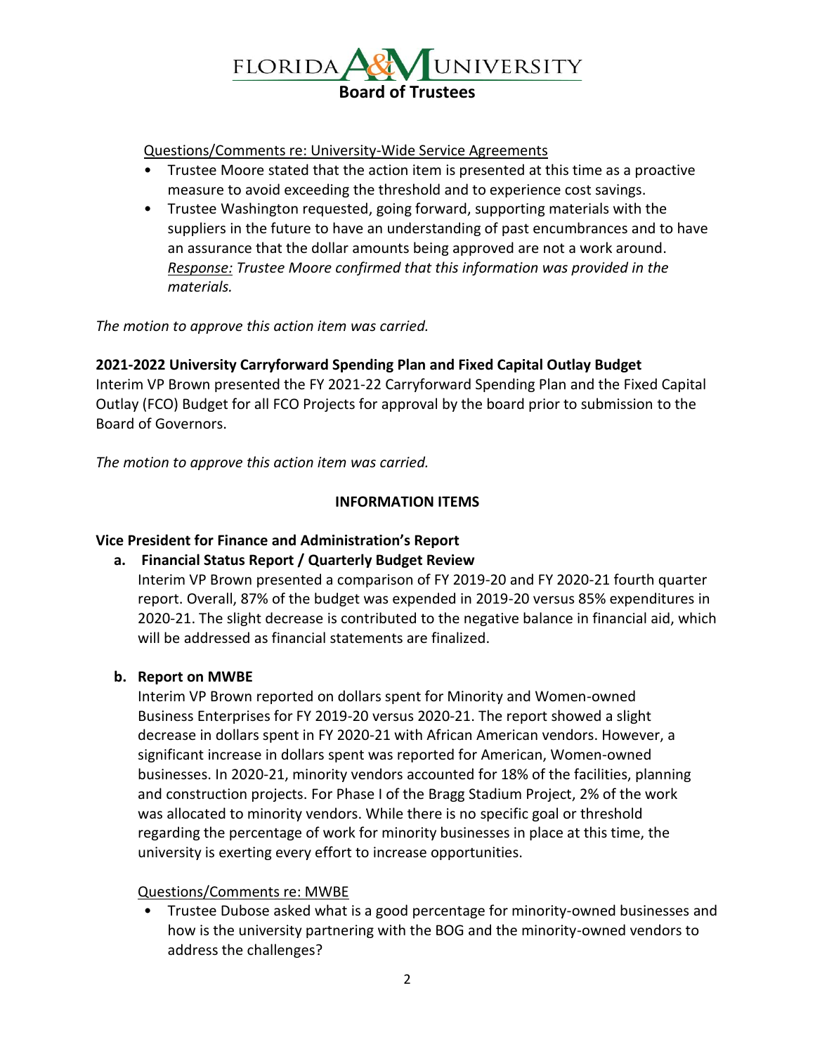Questions/Comments re: University-Wide Service Agreements

- Trustee Moore stated that the action item is presented at this time as a proactive measure to avoid exceeding the threshold and to experience cost savings.
- Trustee Washington requested, going forward, supporting materials with the suppliers in the future to have an understanding of past encumbrances and to have an assurance that the dollar amounts being approved are not a work around. *Response: Trustee Moore confirmed that this information was provided in the materials.*

*The motion to approve this action item was carried.*

**2021-2022 University Carryforward Spending Plan and Fixed Capital Outlay Budget**

Interim VP Brown presented the FY 2021-22 Carryforward Spending Plan and the Fixed Capital Outlay (FCO) Budget for all FCO Projects for approval by the board prior to submission to the Board of Governors.

*The motion to approve this action item was carried.*

**INFORMATION ITEMS**

**Vice President for Finance and Administration's Report**

**a. Financial Status Report / Quarterly Budget Review**

Interim VP Brown presented a comparison of FY 2019-20 and FY 2020-21 fourth quarter report. Overall, 87% of the budget was expended in 2019-20 versus 85% expenditures in 2020-21. The slight decrease is contributed to the negative balance in financial aid, which will be addressed as financial statements are finalized.

**b. Report on MWBE**

Interim VP Brown reported on dollars spent for Minority and Women-owned Business Enterprises for FY 2019-20 versus 2020-21. The report showed a slight decrease in dollars spent in FY 2020-21 with African American vendors. However, a significant increase in dollars spent was reported for American, Women-owned businesses. In 2020-21, minority vendors accounted for 18% of the facilities, planning and construction projects. For Phase I of the Bragg Stadium Project, 2% of the work was allocated to minority vendors. While there is no specific goal or threshold regarding the percentage of work for minority businesses in place at this time, the university is exerting every effort to increase opportunities.

Questions/Comments re: MWBE

- Trustee Dubose asked what is a good percentage for minority-owned businesses and how is the university partnering with the BOG and the minority-owned vendors to address the challenges?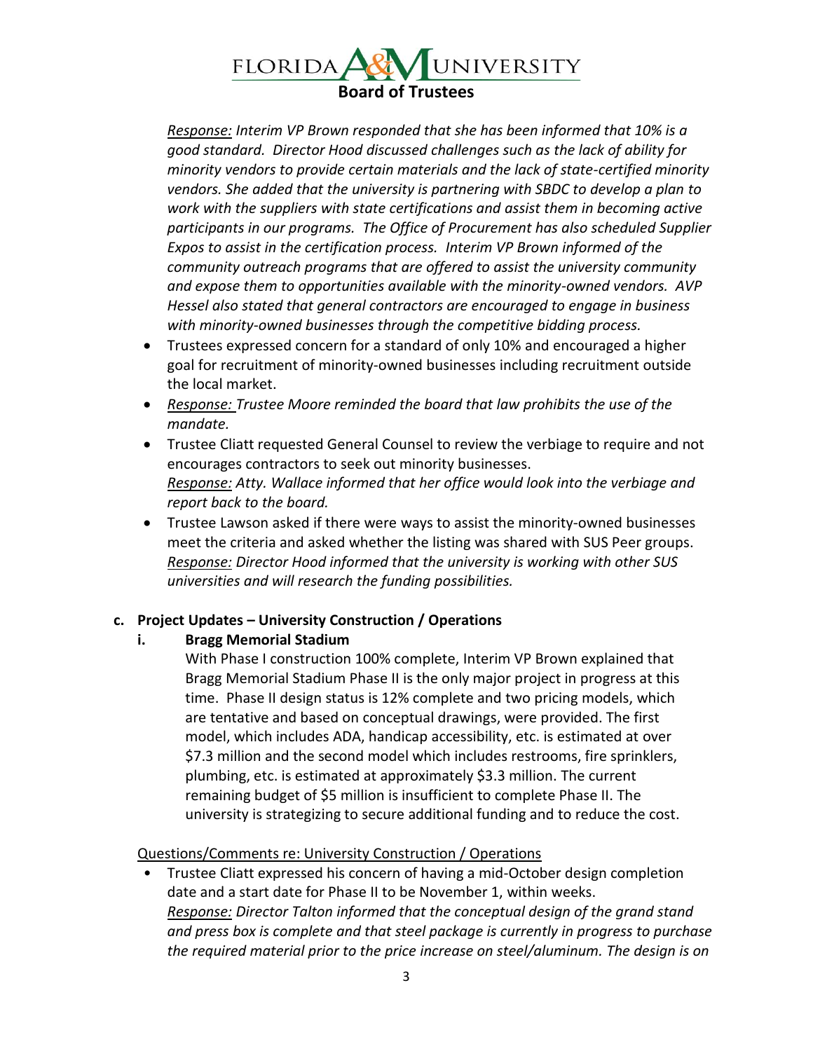*Response: Interim VP Brown responded that she has been informed that 10% is a good standard. Director Hood discussed challenges such as the lack of ability for minority vendors to provide certain materials and the lack of state-certified minority vendors. She added that the university is partnering with SBDC to develop a plan to work with the suppliers with state certifications and assist them in becoming active participants in our programs. The Office of Procurement has also scheduled Supplier Expos to assist in the certification process. Interim VP Brown informed of the community outreach programs that are offered to assist the university community and expose them to opportunities available with the minority-owned vendors. AVP Hessel also stated that general contractors are encouraged to engage in business with minority-owned businesses through the competitive bidding process.*

- Trustees expressed concern for a standard of only 10% and encouraged a higher goal for recruitment of minority-owned businesses including recruitment outside the local market.
- *Response: Trustee Moore reminded the board that law prohibits the use of the mandate.*
- Trustee Cliatt requested General Counsel to review the verbiage to require and not encourages contractors to seek out minority businesses.
  *Response: Atty. Wallace informed that her office would look into the verbiage and report back to the board.*
- Trustee Lawson asked if there were ways to assist the minority-owned businesses meet the criteria and asked whether the listing was shared with SUS Peer groups.
  *Response: Director Hood informed that the university is working with other SUS universities and will research the funding possibilities.*

### c. Project Updates – University Construction / Operations

#### i. Bragg Memorial Stadium

With Phase I construction 100% complete, Interim VP Brown explained that Bragg Memorial Stadium Phase II is the only major project in progress at this time. Phase II design status is 12% complete and two pricing models, which are tentative and based on conceptual drawings, were provided. The first model, which includes ADA, handicap accessibility, etc. is estimated at over $7.3 million and the second model which includes restrooms, fire sprinklers, plumbing, etc. is estimated at approximately $3.3 million. The current remaining budget of $5 million is insufficient to complete Phase II. The university is strategizing to secure additional funding and to reduce the cost.

Questions/Comments re: University Construction / Operations

- Trustee Cliatt expressed his concern of having a mid-October design completion date and a start date for Phase II to be November 1, within weeks.
  *Response: Director Talton informed that the conceptual design of the grand stand and press box is complete and that steel package is currently in progress to purchase the required material prior to the price increase on steel/aluminum. The design is on*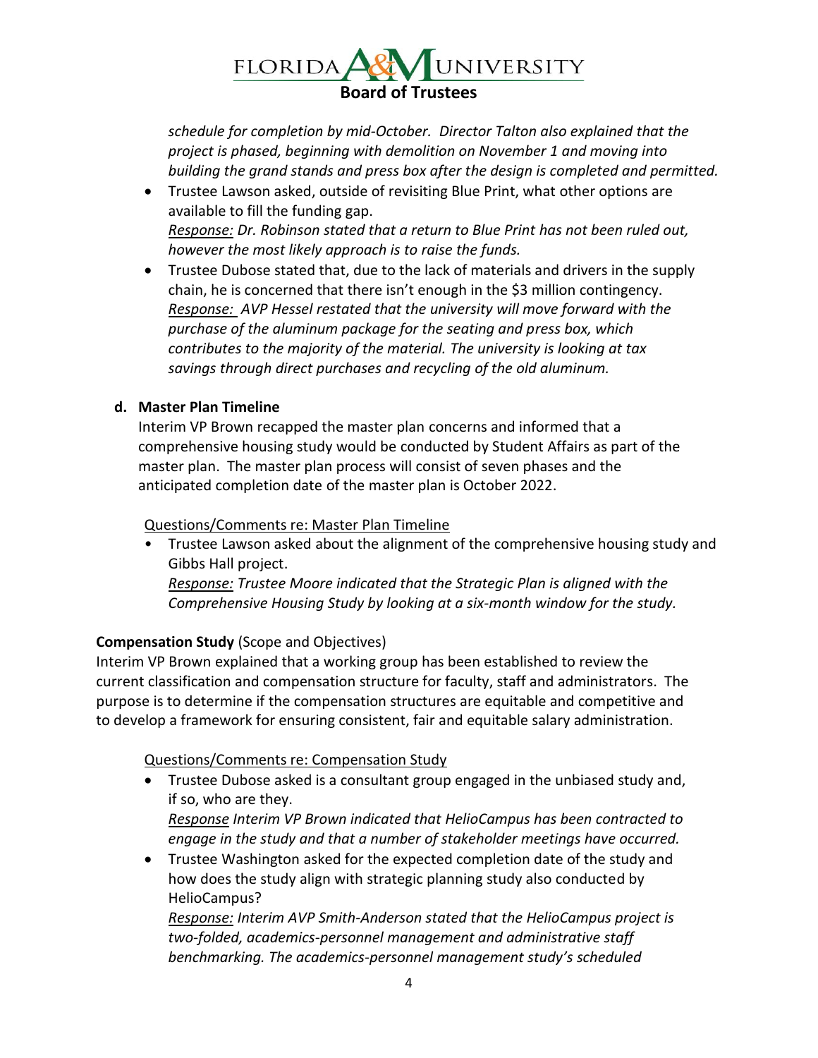*schedule for completion by mid-October. Director Talton also explained that the project is phased, beginning with demolition on November 1 and moving into building the grand stands and press box after the design is completed and permitted.*

- Trustee Lawson asked, outside of revisiting Blue Print, what other options are available to fill the funding gap.
  <u>*Response:*</u> *Dr. Robinson stated that a return to Blue Print has not been ruled out, however the most likely approach is to raise the funds.*
- Trustee Dubose stated that, due to the lack of materials and drivers in the supply chain, he is concerned that there isn't enough in the $3 million contingency.
  <u>*Response:*</u> *AVP Hessel restated that the university will move forward with the purchase of the aluminum package for the seating and press box, which contributes to the majority of the material. The university is looking at tax savings through direct purchases and recycling of the old aluminum.*

**d. Master Plan Timeline**

Interim VP Brown recapped the master plan concerns and informed that a comprehensive housing study would be conducted by Student Affairs as part of the master plan. The master plan process will consist of seven phases and the anticipated completion date of the master plan is October 2022.

<u>Questions/Comments re: Master Plan Timeline</u>

- Trustee Lawson asked about the alignment of the comprehensive housing study and Gibbs Hall project.
  <u>*Response:*</u> *Trustee Moore indicated that the Strategic Plan is aligned with the Comprehensive Housing Study by looking at a six-month window for the study.*

**Compensation Study** (Scope and Objectives)

Interim VP Brown explained that a working group has been established to review the current classification and compensation structure for faculty, staff and administrators. The purpose is to determine if the compensation structures are equitable and competitive and to develop a framework for ensuring consistent, fair and equitable salary administration.

<u>Questions/Comments re: Compensation Study</u>

- Trustee Dubose asked is a consultant group engaged in the unbiased study and, if so, who are they.
  <u>*Response*</u> *Interim VP Brown indicated that HelioCampus has been contracted to engage in the study and that a number of stakeholder meetings have occurred.*
- Trustee Washington asked for the expected completion date of the study and how does the study align with strategic planning study also conducted by HelioCampus?
  <u>*Response:*</u> *Interim AVP Smith-Anderson stated that the HelioCampus project is two-folded, academics-personnel management and administrative staff benchmarking. The academics-personnel management study's scheduled*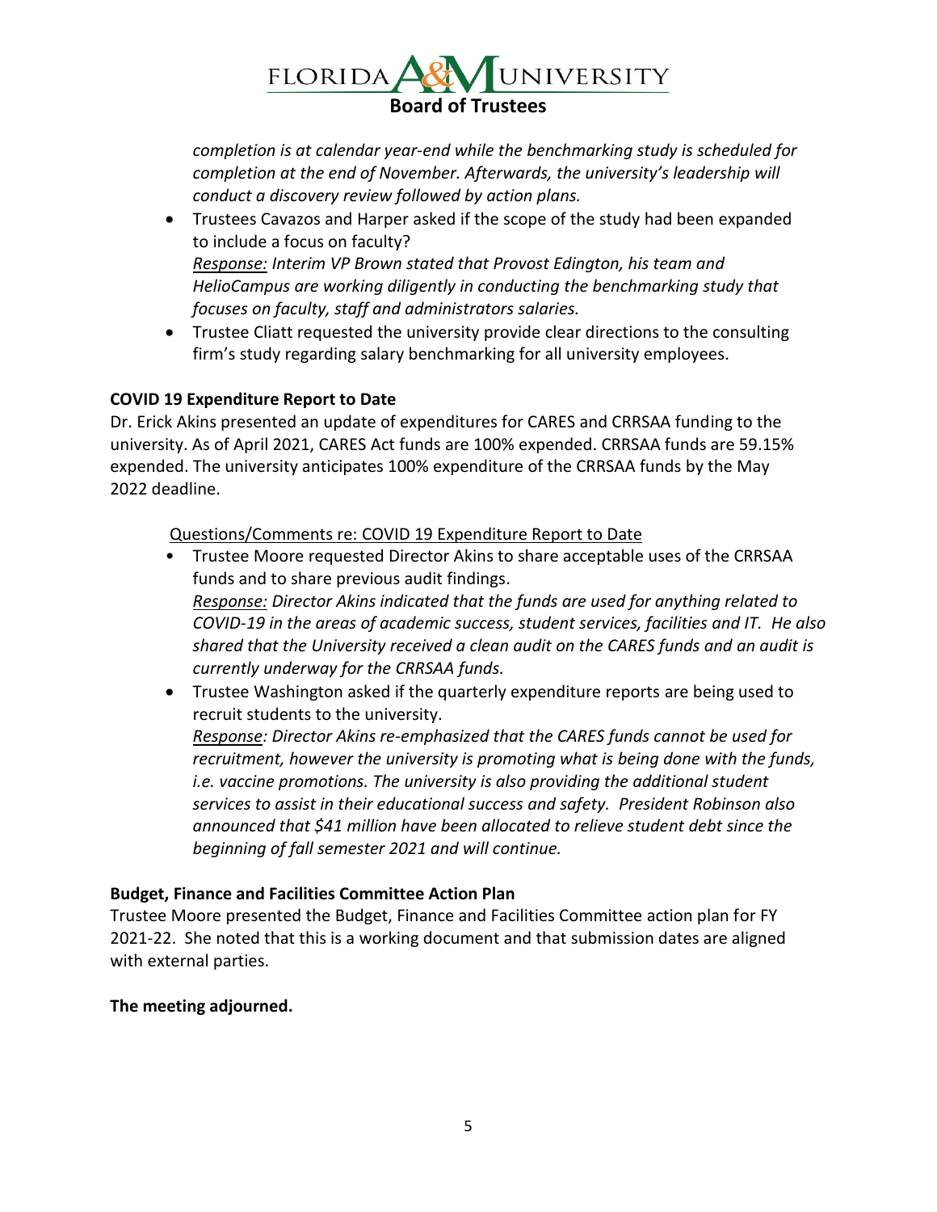*completion is at calendar year-end while the benchmarking study is scheduled for completion at the end of November. Afterwards, the university's leadership will conduct a discovery review followed by action plans.*

- Trustees Cavazos and Harper asked if the scope of the study had been expanded to include a focus on faculty?
  <u>*Response:*</u> *Interim VP Brown stated that Provost Edington, his team and HelioCampus are working diligently in conducting the benchmarking study that focuses on faculty, staff and administrators salaries.*
- Trustee Cliatt requested the university provide clear directions to the consulting firm's study regarding salary benchmarking for all university employees.

**COVID 19 Expenditure Report to Date**

Dr. Erick Akins presented an update of expenditures for CARES and CRRSAA funding to the university. As of April 2021, CARES Act funds are 100% expended. CRRSAA funds are 59.15% expended. The university anticipates 100% expenditure of the CRRSAA funds by the May 2022 deadline.

<u>Questions/Comments re: COVID 19 Expenditure Report to Date</u>

- Trustee Moore requested Director Akins to share acceptable uses of the CRRSAA funds and to share previous audit findings.
  <u>*Response:*</u> *Director Akins indicated that the funds are used for anything related to COVID-19 in the areas of academic success, student services, facilities and IT. He also shared that the University received a clean audit on the CARES funds and an audit is currently underway for the CRRSAA funds.*
- Trustee Washington asked if the quarterly expenditure reports are being used to recruit students to the university.
  <u>*Response*</u>*: Director Akins re-emphasized that the CARES funds cannot be used for recruitment, however the university is promoting what is being done with the funds, i.e. vaccine promotions. The university is also providing the additional student services to assist in their educational success and safety. President Robinson also announced that $41 million have been allocated to relieve student debt since the beginning of fall semester 2021 and will continue.*

**Budget, Finance and Facilities Committee Action Plan**

Trustee Moore presented the Budget, Finance and Facilities Committee action plan for FY 2021-22. She noted that this is a working document and that submission dates are aligned with external parties.

**The meeting adjourned.**